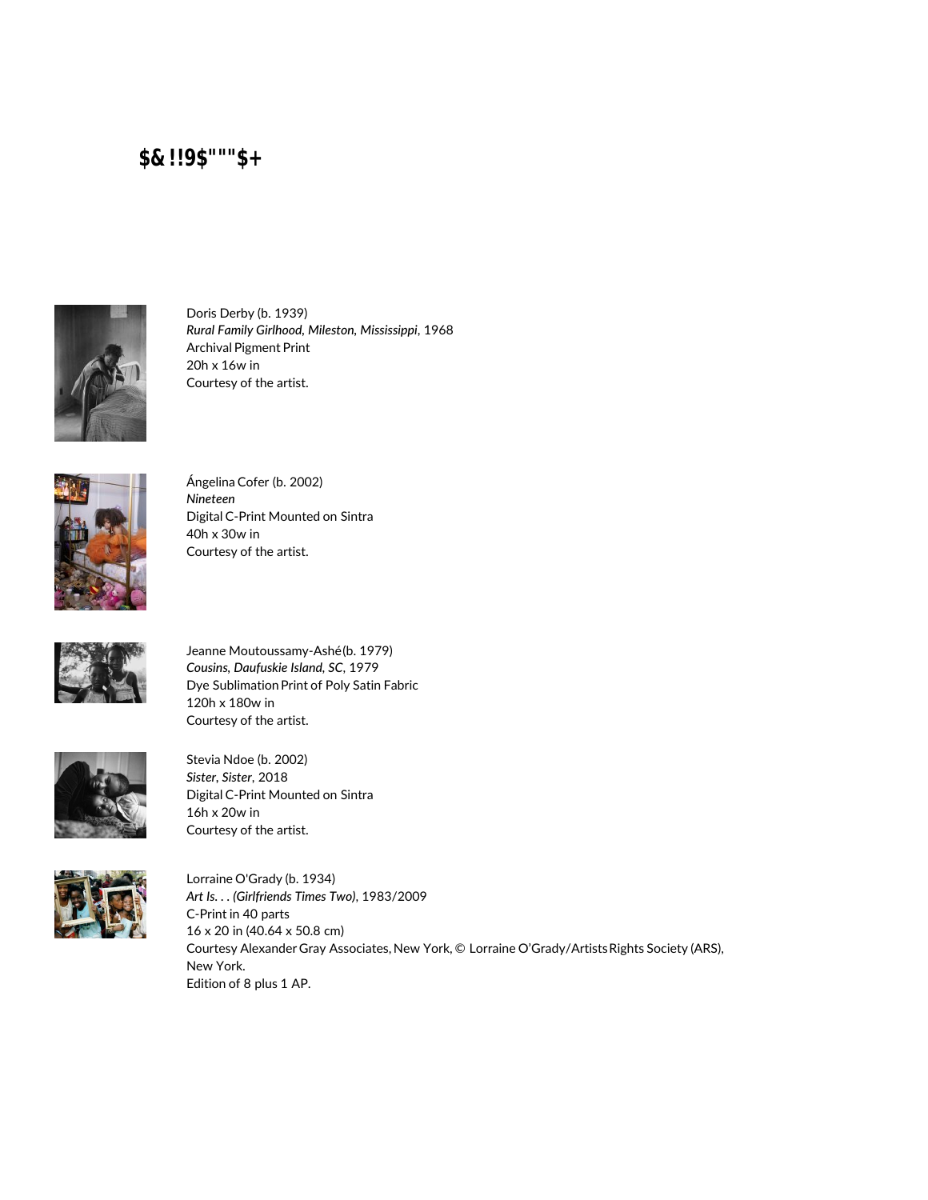## $& !!9$"""$+

Doris Derby (b. 1939)
*Rural Family Girlhood, Mileston, Mississippi*, 1968
Archival Pigment Print
20h x 16w in
Courtesy of the artist.

Ángelina Cofer (b. 2002)
*Nineteen*
Digital C-Print Mounted on Sintra
40h x 30w in
Courtesy of the artist.

Jeanne Moutoussamy-Ashé (b. 1979)
*Cousins, Daufuskie Island, SC*, 1979
Dye Sublimation Print of Poly Satin Fabric
120h x 180w in
Courtesy of the artist.

Stevia Ndoe (b. 2002)
*Sister, Sister*, 2018
Digital C-Print Mounted on Sintra
16h x 20w in
Courtesy of the artist.

Lorraine O'Grady (b. 1934)
*Art Is. . . (Girlfriends Times Two)*, 1983/2009
C-Print in 40 parts
16 x 20 in (40.64 x 50.8 cm)
Courtesy Alexander Gray Associates, New York, © Lorraine O'Grady/Artists Rights Society (ARS), New York.
Edition of 8 plus 1 AP.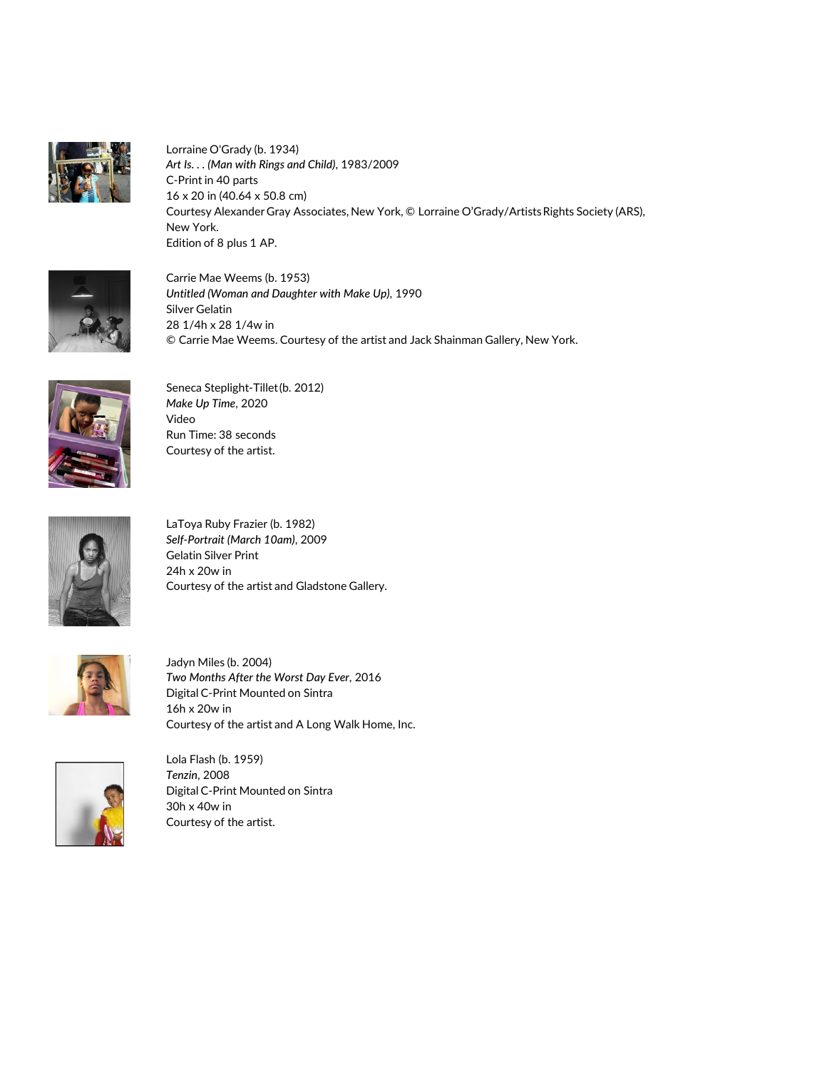Lorraine O'Grady (b. 1934)
*Art Is. . . (Man with Rings and Child)*, 1983/2009
C-Print in 40 parts
16 x 20 in (40.64 x 50.8 cm)
Courtesy Alexander Gray Associates, New York, © Lorraine O'Grady/Artists Rights Society (ARS), New York.
Edition of 8 plus 1 AP.

Carrie Mae Weems (b. 1953)
*Untitled (Woman and Daughter with Make Up)*, 1990
Silver Gelatin
28 1/4h x 28 1/4w in
© Carrie Mae Weems. Courtesy of the artist and Jack Shainman Gallery, New York.

Seneca Steplight-Tillet (b. 2012)
*Make Up Time*, 2020
Video
Run Time: 38 seconds
Courtesy of the artist.

LaToya Ruby Frazier (b. 1982)
*Self-Portrait (March 10am)*, 2009
Gelatin Silver Print
24h x 20w in
Courtesy of the artist and Gladstone Gallery.

Jadyn Miles (b. 2004)
*Two Months After the Worst Day Ever*, 2016
Digital C-Print Mounted on Sintra
16h x 20w in
Courtesy of the artist and A Long Walk Home, Inc.

Lola Flash (b. 1959)
*Tenzin*, 2008
Digital C-Print Mounted on Sintra
30h x 40w in
Courtesy of the artist.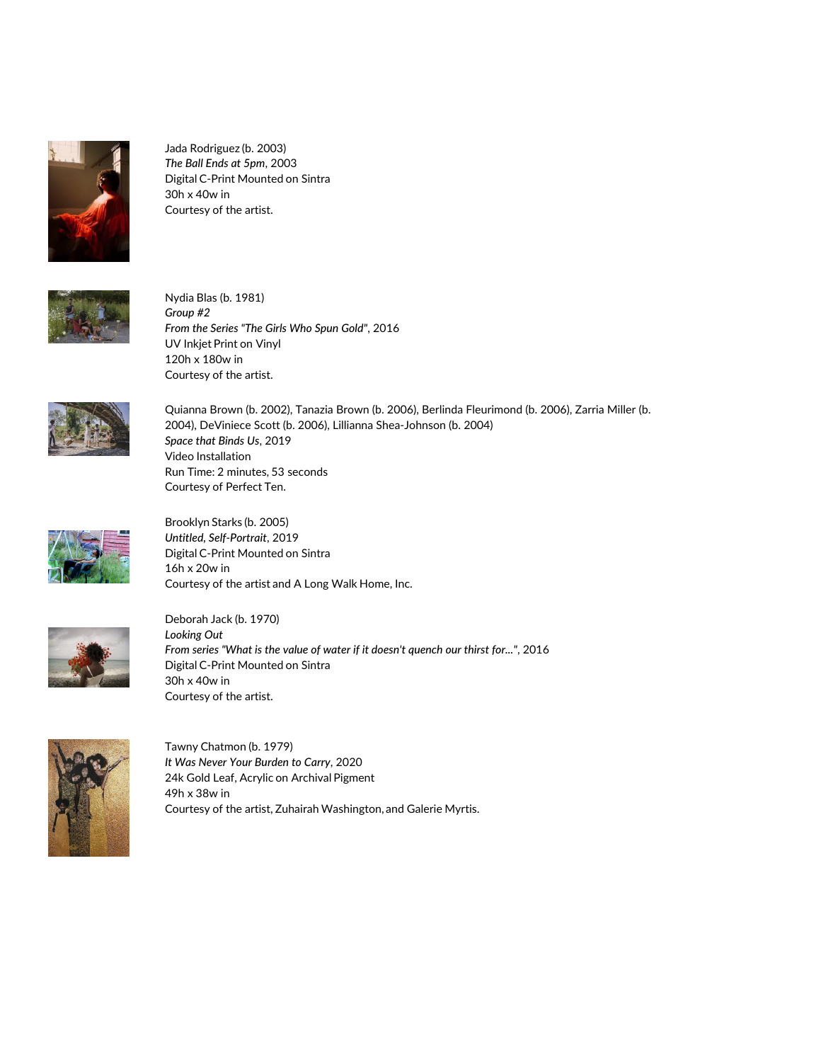Jada Rodriguez (b. 2003)
*The Ball Ends at 5pm*, 2003
Digital C-Print Mounted on Sintra
30h x 40w in
Courtesy of the artist.

Nydia Blas (b. 1981)
*Group #2*
*From the Series "The Girls Who Spun Gold"*, 2016
UV Inkjet Print on Vinyl
120h x 180w in
Courtesy of the artist.

Quianna Brown (b. 2002), Tanazia Brown (b. 2006), Berlinda Fleurimond (b. 2006), Zarria Miller (b. 2004), DeViniece Scott (b. 2006), Lillianna Shea-Johnson (b. 2004)
*Space that Binds Us*, 2019
Video Installation
Run Time: 2 minutes, 53 seconds
Courtesy of Perfect Ten.

Brooklyn Starks (b. 2005)
*Untitled, Self-Portrait*, 2019
Digital C-Print Mounted on Sintra
16h x 20w in
Courtesy of the artist and A Long Walk Home, Inc.

Deborah Jack (b. 1970)
*Looking Out*
*From series "What is the value of water if it doesn't quench our thirst for..."*, 2016
Digital C-Print Mounted on Sintra
30h x 40w in
Courtesy of the artist.

Tawny Chatmon (b. 1979)
*It Was Never Your Burden to Carry*, 2020
24k Gold Leaf, Acrylic on Archival Pigment
49h x 38w in
Courtesy of the artist, Zuhairah Washington, and Galerie Myrtis.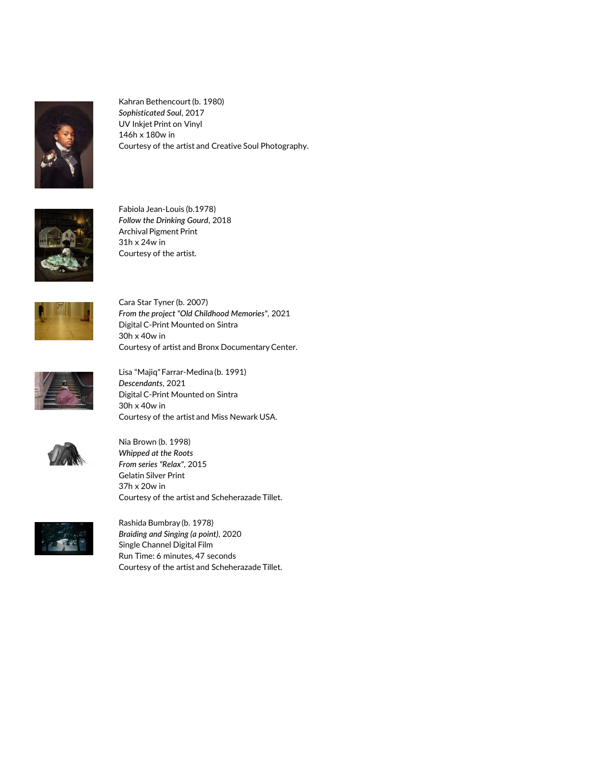Kahran Bethencourt (b. 1980)
*Sophisticated Soul*, 2017
UV Inkjet Print on Vinyl
146h x 180w in
Courtesy of the artist and Creative Soul Photography.

Fabiola Jean-Louis (b.1978)
*Follow the Drinking Gourd*, 2018
Archival Pigment Print
31h x 24w in
Courtesy of the artist.

Cara Star Tyner (b. 2007)
*From the project "Old Childhood Memories"*, 2021
Digital C-Print Mounted on Sintra
30h x 40w in
Courtesy of artist and Bronx Documentary Center.

Lisa "Majiq" Farrar-Medina (b. 1991)
*Descendants*, 2021
Digital C-Print Mounted on Sintra
30h x 40w in
Courtesy of the artist and Miss Newark USA.

Nia Brown (b. 1998)
*Whipped at the Roots*
*From series "Relax"*, 2015
Gelatin Silver Print
37h x 20w in
Courtesy of the artist and Scheherazade Tillet.

Rashida Bumbray (b. 1978)
*Braiding and Singing (a point)*, 2020
Single Channel Digital Film
Run Time: 6 minutes, 47 seconds
Courtesy of the artist and Scheherazade Tillet.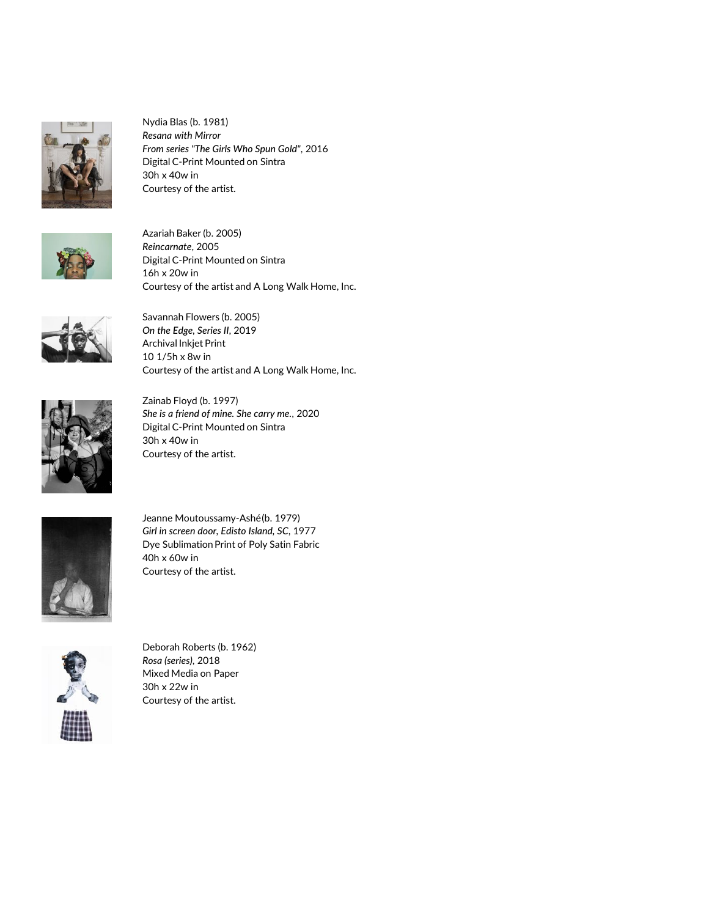Nydia Blas (b. 1981)
***Resana with Mirror***
***From series "The Girls Who Spun Gold"***, 2016
Digital C-Print Mounted on Sintra
30h x 40w in
Courtesy of the artist.

Azariah Baker (b. 2005)
***Reincarnate***, 2005
Digital C-Print Mounted on Sintra
16h x 20w in
Courtesy of the artist and A Long Walk Home, Inc.

Savannah Flowers (b. 2005)
***On the Edge, Series II***, 2019
Archival Inkjet Print
10 1/5h x 8w in
Courtesy of the artist and A Long Walk Home, Inc.

Zainab Floyd (b. 1997)
***She is a friend of mine. She carry me.***, 2020
Digital C-Print Mounted on Sintra
30h x 40w in
Courtesy of the artist.

Jeanne Moutoussamy-Ashé (b. 1979)
***Girl in screen door, Edisto Island, SC***, 1977
Dye Sublimation Print of Poly Satin Fabric
40h x 60w in
Courtesy of the artist.

Deborah Roberts (b. 1962)
***Rosa (series)***, 2018
Mixed Media on Paper
30h x 22w in
Courtesy of the artist.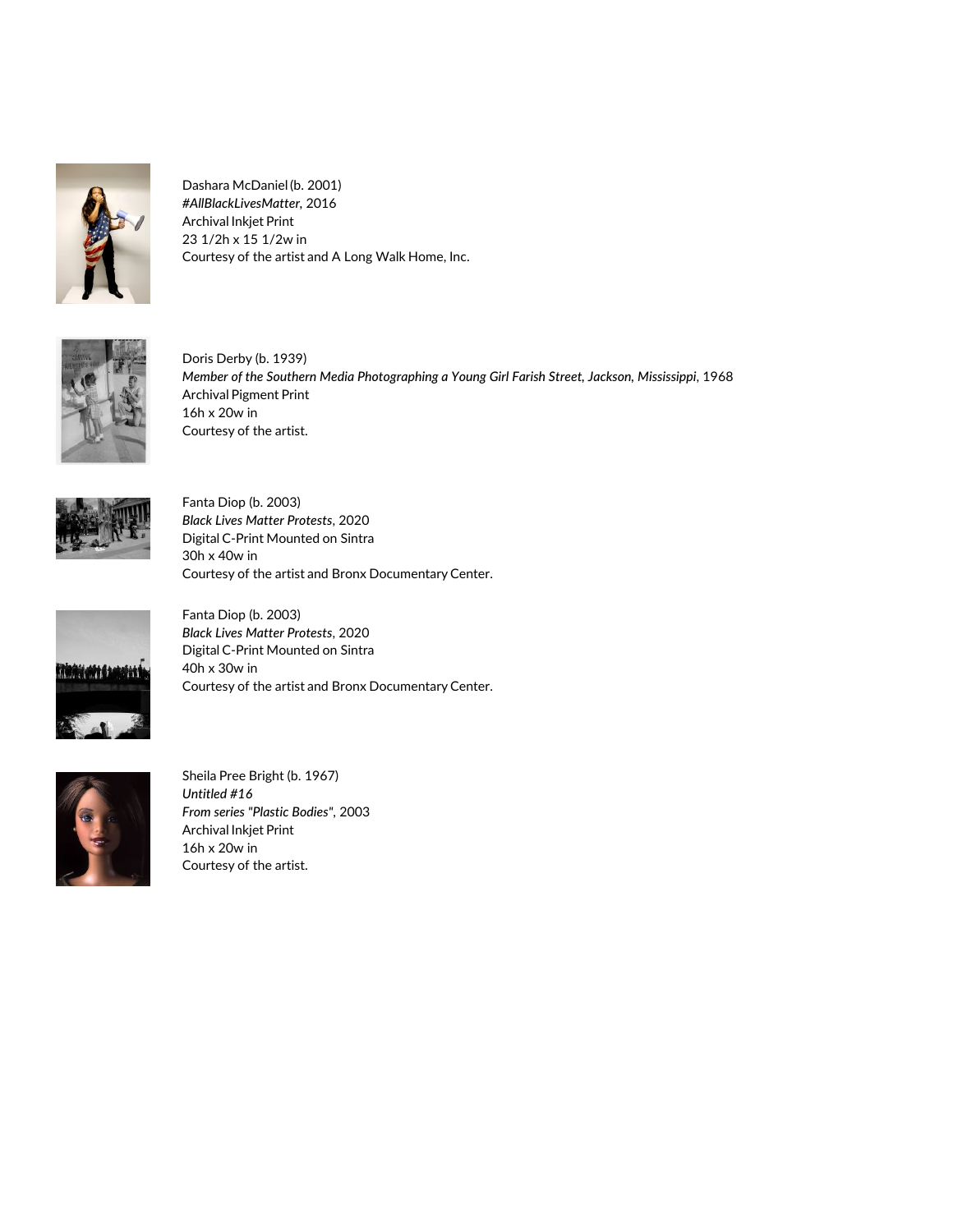Dashara McDaniel (b. 2001)
*#AllBlackLivesMatter*, 2016
Archival Inkjet Print
23 1/2h x 15 1/2w in
Courtesy of the artist and A Long Walk Home, Inc.

Doris Derby (b. 1939)
*Member of the Southern Media Photographing a Young Girl Farish Street, Jackson, Mississippi*, 1968
Archival Pigment Print
16h x 20w in
Courtesy of the artist.

Fanta Diop (b. 2003)
*Black Lives Matter Protests*, 2020
Digital C-Print Mounted on Sintra
30h x 40w in
Courtesy of the artist and Bronx Documentary Center.

Fanta Diop (b. 2003)
*Black Lives Matter Protests*, 2020
Digital C-Print Mounted on Sintra
40h x 30w in
Courtesy of the artist and Bronx Documentary Center.

Sheila Pree Bright (b. 1967)
*Untitled #16*
*From series "Plastic Bodies"*, 2003
Archival Inkjet Print
16h x 20w in
Courtesy of the artist.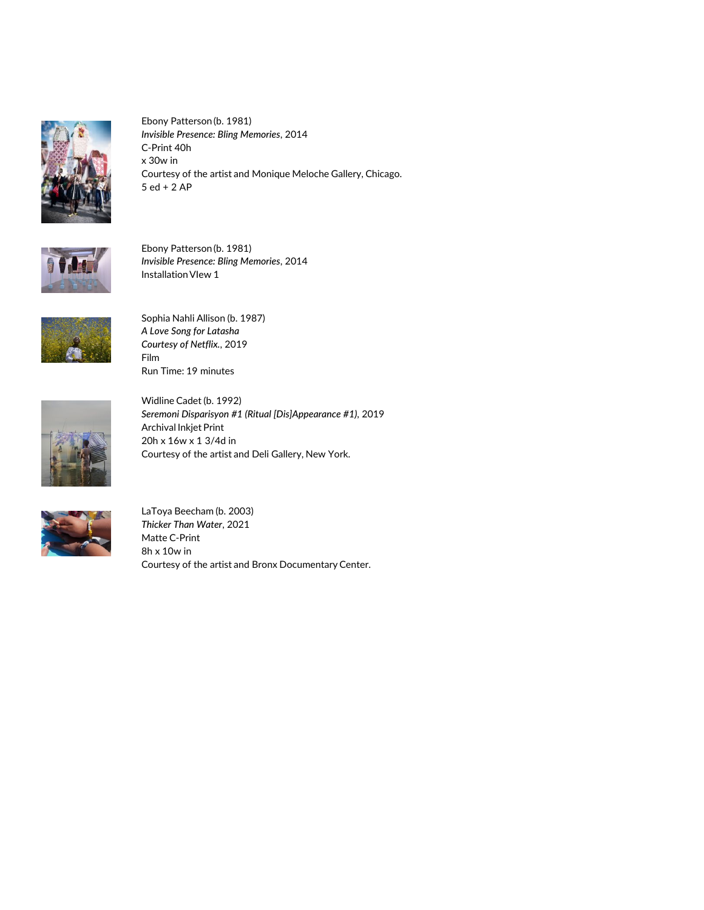Ebony Patterson (b. 1981)
*Invisible Presence: Bling Memories*, 2014
C-Print 40h
x 30w in
Courtesy of the artist and Monique Meloche Gallery, Chicago.
5 ed + 2 AP

Ebony Patterson (b. 1981)
*Invisible Presence: Bling Memories*, 2014
Installation VIew 1

Sophia Nahli Allison (b. 1987)
*A Love Song for Latasha*
*Courtesy of Netflix.*, 2019
Film
Run Time: 19 minutes

Widline Cadet (b. 1992)
*Seremoni Disparisyon #1 (Ritual [Dis]Appearance #1)*, 2019
Archival Inkjet Print
20h x 16w x 1 3/4d in
Courtesy of the artist and Deli Gallery, New York.

LaToya Beecham (b. 2003)
*Thicker Than Water*, 2021
Matte C-Print
8h x 10w in
Courtesy of the artist and Bronx Documentary Center.